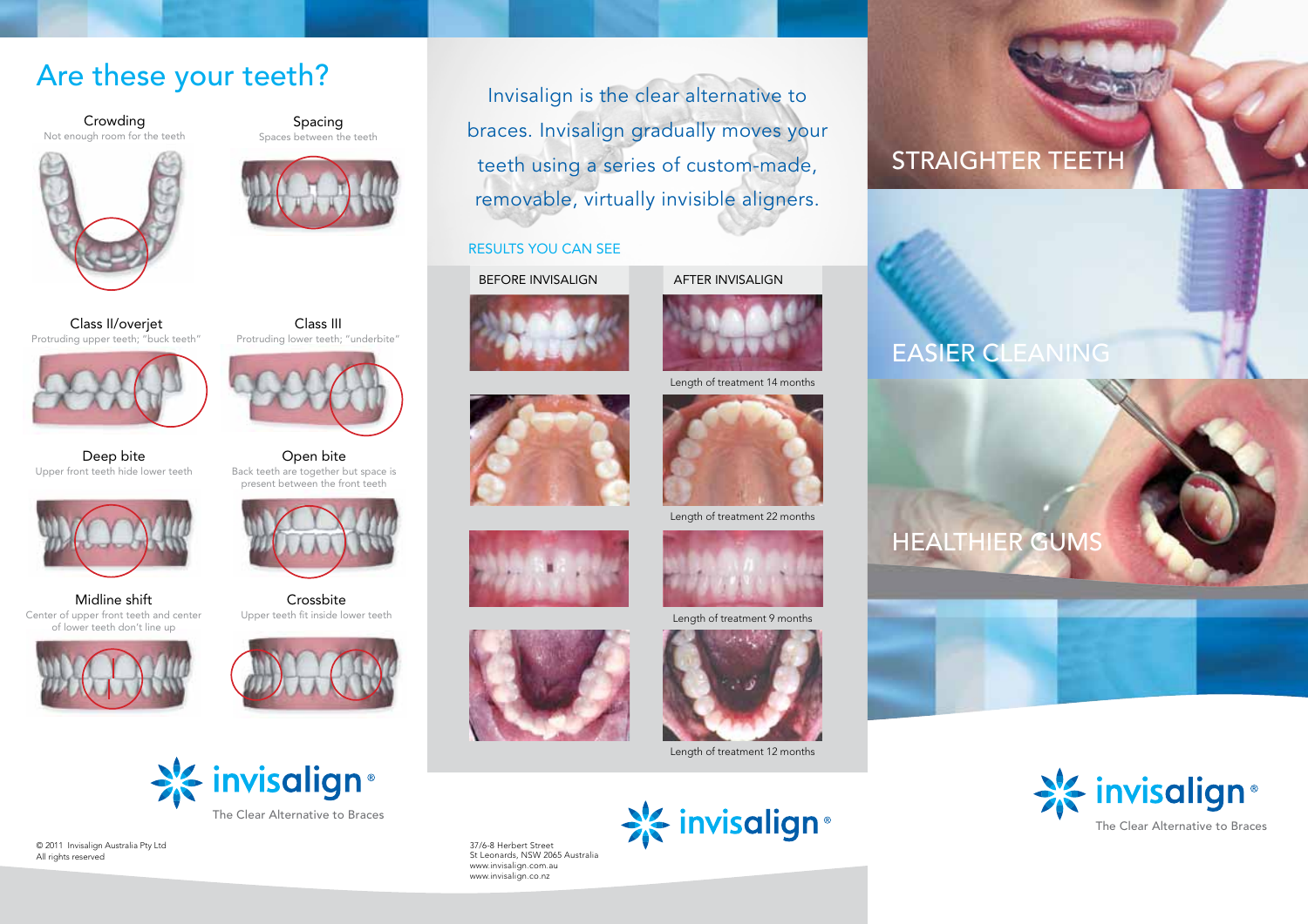# Are these your teeth?

**Crowding**
Not enough room for the teeth

**Spacing**
Spaces between the teeth

**Class II/overjet**
Protruding upper teeth; "buck teeth"

**Class III**
Protruding lower teeth; "underbite"

**Deep bite**
Upper front teeth hide lower teeth

**Open bite**
Back teeth are together but space is present between the front teeth

**Midline shift**
Center of upper front teeth and center of lower teeth don't line up

**Crossbite**
Upper teeth fit inside lower teeth

invisalign®
The Clear Alternative to Braces

© 2011 Invisalign Australia Pty Ltd
All rights reserved

Invisalign is the clear alternative to braces. Invisalign gradually moves your teeth using a series of custom-made, removable, virtually invisible aligners.

## RESULTS YOU CAN SEE

| BEFORE INVISALIGN | AFTER INVISALIGN |
|---|---|
| | Length of treatment 14 months |
| | Length of treatment 22 months |
| | Length of treatment 9 months |
| | Length of treatment 12 months |

invisalign®

37/6-8 Herbert Street
St Leonards, NSW 2065 Australia
www.invisalign.com.au
www.invisalign.co.nz

STRAIGHTER TEETH

EASIER CLEANING

HEALTHIER GUMS

invisalign®
The Clear Alternative to Braces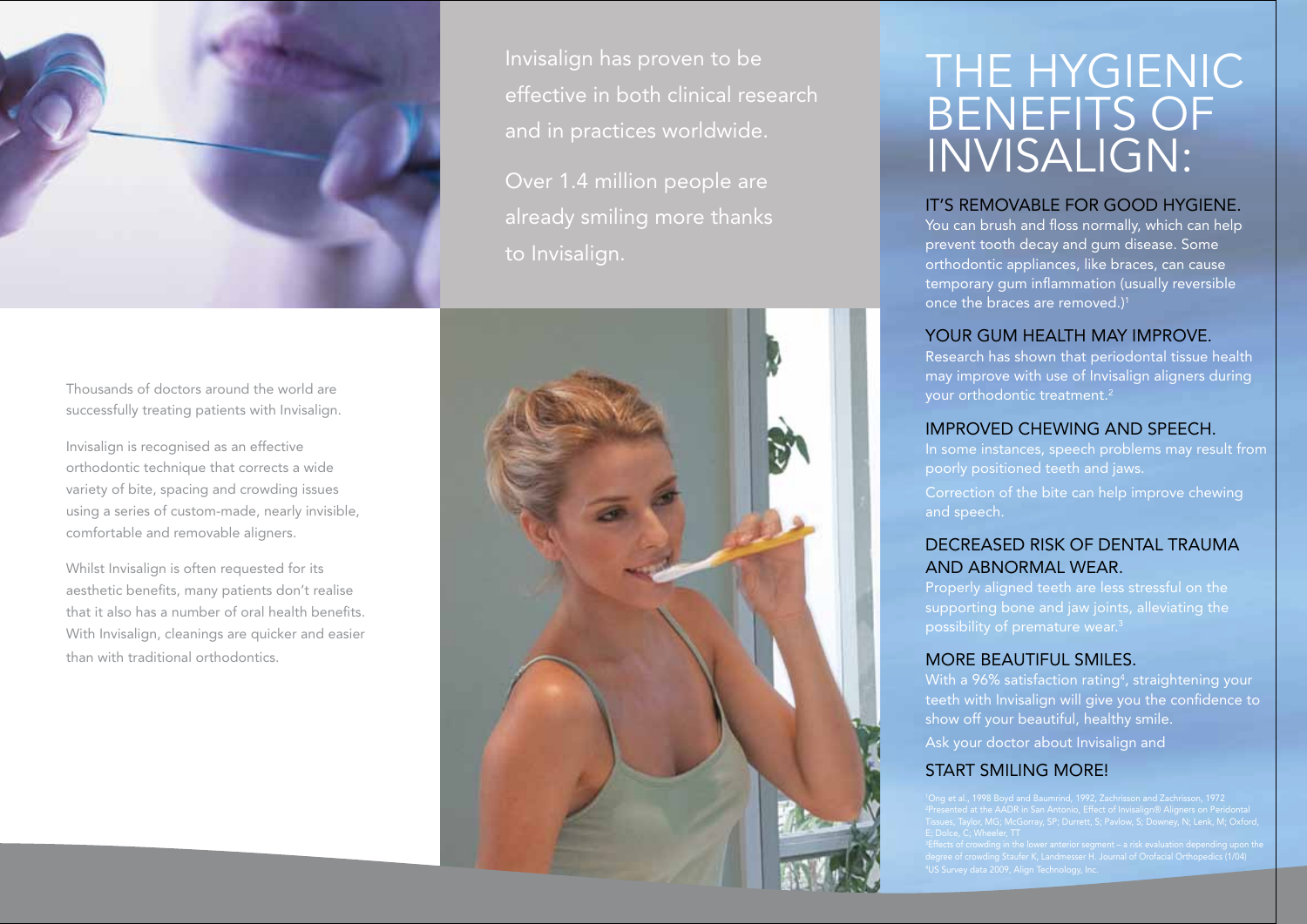Thousands of doctors around the world are successfully treating patients with Invisalign.

Invisalign is recognised as an effective orthodontic technique that corrects a wide variety of bite, spacing and crowding issues using a series of custom-made, nearly invisible, comfortable and removable aligners.

Whilst Invisalign is often requested for its aesthetic benefits, many patients don't realise that it also has a number of oral health benefits. With Invisalign, cleanings are quicker and easier than with traditional orthodontics.

Invisalign has proven to be effective in both clinical research and in practices worldwide.

Over 1.4 million people are already smiling more thanks to Invisalign.

# THE HYGIENIC BENEFITS OF INVISALIGN:

## IT'S REMOVABLE FOR GOOD HYGIENE.

You can brush and floss normally, which can help prevent tooth decay and gum disease. Some orthodontic appliances, like braces, can cause temporary gum inflammation (usually reversible once the braces are removed.)[1]

## YOUR GUM HEALTH MAY IMPROVE.

Research has shown that periodontal tissue health may improve with use of Invisalign aligners during your orthodontic treatment.[2]

## IMPROVED CHEWING AND SPEECH.

In some instances, speech problems may result from poorly positioned teeth and jaws.

Correction of the bite can help improve chewing and speech.

## DECREASED RISK OF DENTAL TRAUMA AND ABNORMAL WEAR.

Properly aligned teeth are less stressful on the supporting bone and jaw joints, alleviating the possibility of premature wear.[3]

## MORE BEAUTIFUL SMILES.

With a 96% satisfaction rating[4], straightening your teeth with Invisalign will give you the confidence to show off your beautiful, healthy smile.

Ask your doctor about Invisalign and

## START SMILING MORE!

[1] Ong et al., 1998 Boyd and Baumrind, 1992, Zachrisson and Zachrisson, 1972
[2] Presented at the AADR in San Antonio, Effect of Invisalign® Aligners on Peridontal Tissues, Taylor, MG; McGorray, SP; Durrett, S; Pavlow, S; Downey, N; Lenk, M; Oxford, E; Dolce, C; Wheeler, TT
[3] Effects of crowding in the lower anterior segment – a risk evaluation depending upon the degree of crowding Staufer K, Landmesser H. Journal of Orofacial Orthopedics (1/04)
[4] US Survey data 2009, Align Technology, Inc.